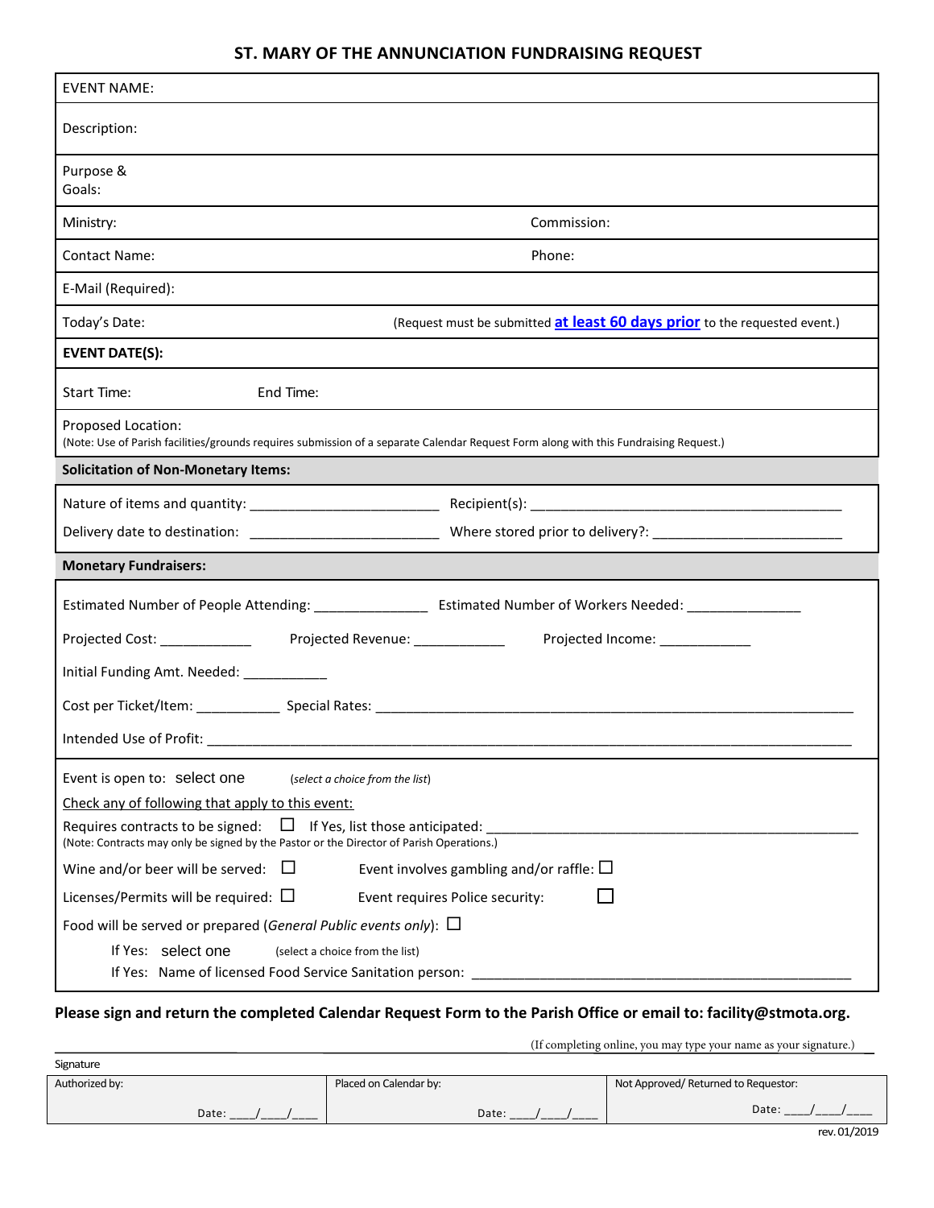# ST. MARY OF THE ANNUNCIATION FUNDRAISING REQUEST

EVENT NAME:

Description:

Purpose & Goals:

Ministry: Commission:

Contact Name: Phone:

E-Mail (Required):

Today's Date: (Request must be submitted **at least 60 days prior** to the requested event.)

**EVENT DATE(S):**

Start Time: End Time:

Proposed Location:
(Note: Use of Parish facilities/grounds requires submission of a separate Calendar Request Form along with this Fundraising Request.)

**Solicitation of Non-Monetary Items:**

Nature of items and quantity: ________________________ Recipient(s): __________________________________________

Delivery date to destination: ________________________ Where stored prior to delivery?: _________________________

**Monetary Fundraisers:**

Estimated Number of People Attending: _______________ Estimated Number of Workers Needed: _______________

Projected Cost: ____________ Projected Revenue: ____________ Projected Income: ____________

Initial Funding Amt. Needed: ___________

Cost per Ticket/Item: ___________ Special Rates: _________________________________________________________________

Intended Use of Profit: _________________________________________________________________________________________

Event is open to: select one (*select a choice from the list*)

Check any of following that apply to this event:

Requires contracts to be signed: ☐ If Yes, list those anticipated: _________________________________________________
(Note: Contracts may only be signed by the Pastor or the Director of Parish Operations.)

Wine and/or beer will be served: ☐ Event involves gambling and/or raffle: ☐

Licenses/Permits will be required: ☐ Event requires Police security: ☐

Food will be served or prepared (*General Public events only*): ☐

If Yes: select one (select a choice from the list)

If Yes: Name of licensed Food Service Sanitation person: __________________________________________________

**Please sign and return the completed Calendar Request Form to the Parish Office or email to: facility@stmota.org.**

(If completing online, you may type your name as your signature.)

Signature

| Authorized by: | Placed on Calendar by: | Not Approved/ Returned to Requestor: |
|---|---|---|
| Date: ____/____/____ | Date: ____/____/____ | Date: ____/____/____ |

rev. 01/2019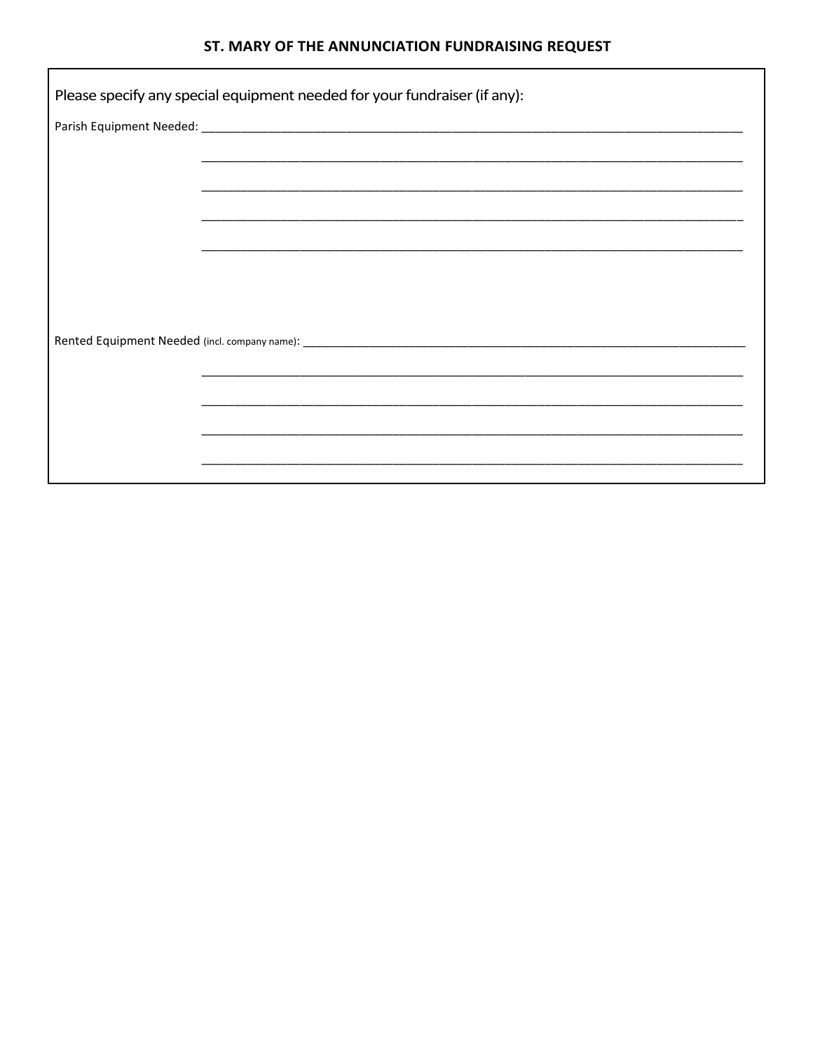## ST. MARY OF THE ANNUNCIATION FUNDRAISING REQUEST

Please specify any special equipment needed for your fundraiser (if any):

Parish Equipment Needed: ______________________________________________________________________________

______________________________________________________________________________

______________________________________________________________________________

______________________________________________________________________________

______________________________________________________________________________

Rented Equipment Needed (incl. company name): ______________________________________________________________________

______________________________________________________________________________

______________________________________________________________________________

______________________________________________________________________________

______________________________________________________________________________